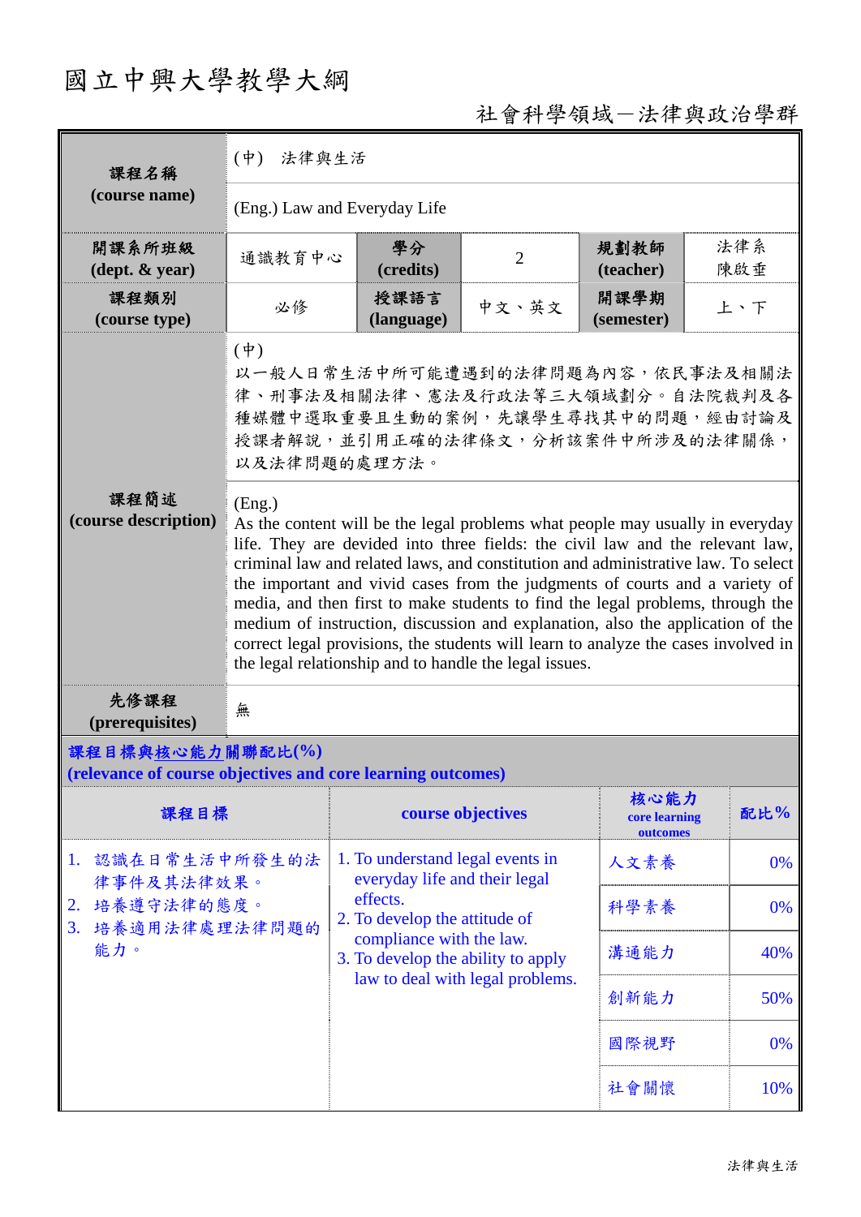# 國立中興大學教學大綱

社會科學領域－法律與政治學群

| 課程名稱 (course name) | (中) 法律與生活 | | | | |
|---|---|---|---|---|---|
| | (Eng.) Law and Everyday Life | | | | |
| 開課系所班級 (dept. & year) | 通識教育中心 | 學分 (credits) | 2 | 規劃教師 (teacher) | 法律系 陳啟垂 |
| 課程類別 (course type) | 必修 | 授課語言 (language) | 中文、英文 | 開課學期 (semester) | 上、下 |
| 課程簡述 (course description) | (中) 以一般人日常生活中所可能遭遇到的法律問題為內容，依民事法及相關法律、刑事法及相關法律、憲法及行政法等三大領域劃分。自法院裁判及各種媒體中選取重要且生動的案例，先讓學生尋找其中的問題，經由討論及授課者解說，並引用正確的法律條文，分析該案件中所涉及的法律關係，以及法律問題的處理方法。 | | | | |
| | (Eng.) As the content will be the legal problems what people may usually in everyday life. They are devided into three fields: the civil law and the relevant law, criminal law and related laws, and constitution and administrative law. To select the important and vivid cases from the judgments of courts and a variety of media, and then first to make students to find the legal problems, through the medium of instruction, discussion and explanation, also the application of the correct legal provisions, the students will learn to analyze the cases involved in the legal relationship and to handle the legal issues. | | | | |
| 先修課程 (prerequisites) | 無 | | | | |

**課程目標與核心能力關聯配比(%)**
**(relevance of course objectives and core learning outcomes)**

| 課程目標 | course objectives | 核心能力 core learning outcomes | 配比% |
|---|---|---|---|
| 1. 認識在日常生活中所發生的法律事件及其法律效果。<br>2. 培養遵守法律的態度。<br>3. 培養適用法律處理法律問題的能力。 | 1. To understand legal events in everyday life and their legal effects.<br>2. To develop the attitude of compliance with the law.<br>3. To develop the ability to apply law to deal with legal problems. | 人文素養 | 0% |
| | | 科學素養 | 0% |
| | | 溝通能力 | 40% |
| | | 創新能力 | 50% |
| | | 國際視野 | 0% |
| | | 社會關懷 | 10% |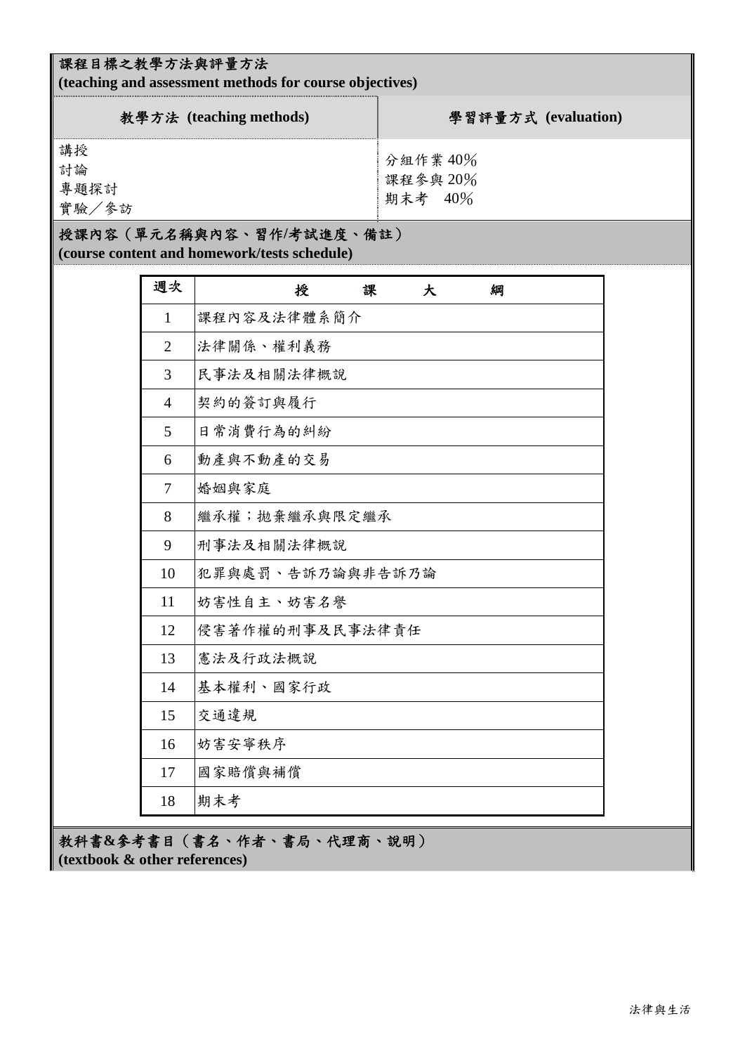## 課程目標之教學方法與評量方法
**(teaching and assessment methods for course objectives)**

| 教學方法 (teaching methods) | 學習評量方式 (evaluation) |
| --- | --- |
| 講授<br>討論<br>專題探討<br>實驗／參訪 | 分組作業 40%<br>課程參與 20%<br>期末考　40% |

## 授課內容（單元名稱與內容、習作/考試進度、備註）
**(course content and homework/tests schedule)**

| 週次 | 授　　課　　大　　綱 |
| --- | --- |
| 1 | 課程內容及法律體系簡介 |
| 2 | 法律關係、權利義務 |
| 3 | 民事法及相關法律概說 |
| 4 | 契約的簽訂與履行 |
| 5 | 日常消費行為的糾紛 |
| 6 | 動產與不動產的交易 |
| 7 | 婚姻與家庭 |
| 8 | 繼承權；拋棄繼承與限定繼承 |
| 9 | 刑事法及相關法律概說 |
| 10 | 犯罪與處罰、告訴乃論與非告訴乃論 |
| 11 | 妨害性自主、妨害名譽 |
| 12 | 侵害著作權的刑事及民事法律責任 |
| 13 | 憲法及行政法概說 |
| 14 | 基本權利、國家行政 |
| 15 | 交通違規 |
| 16 | 妨害安寧秩序 |
| 17 | 國家賠償與補償 |
| 18 | 期末考 |

## 教科書&參考書目（書名、作者、書局、代理商、說明）
**(textbook & other references)**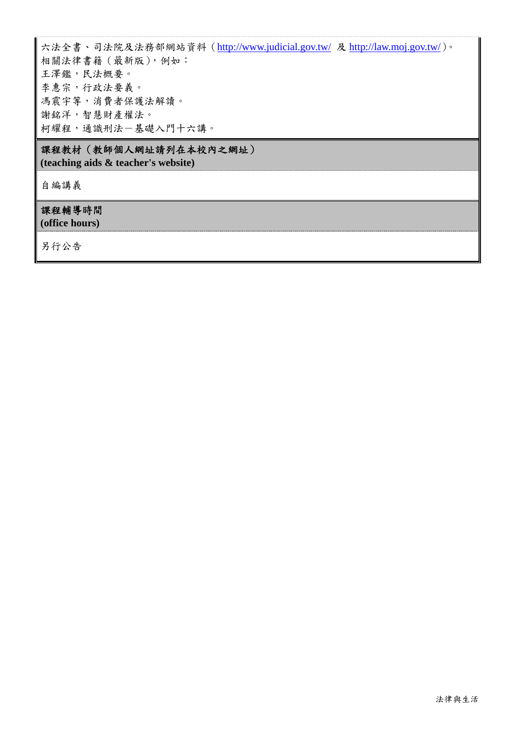六法全書、司法院及法務部網站資料（http://www.judicial.gov.tw/ 及 http://law.moj.gov.tw/）。
相關法律書籍（最新版），例如：
王澤鑑，民法概要。
李惠宗，行政法要義。
馮震宇等，消費者保護法解讀。
謝銘洋，智慧財產權法。
柯耀程，通識刑法一基礎入門十六講。

**課程教材（教師個人網址請列在本校內之網址）**
**(teaching aids & teacher's website)**

自編講義

**課程輔導時間**
**(office hours)**

另行公告